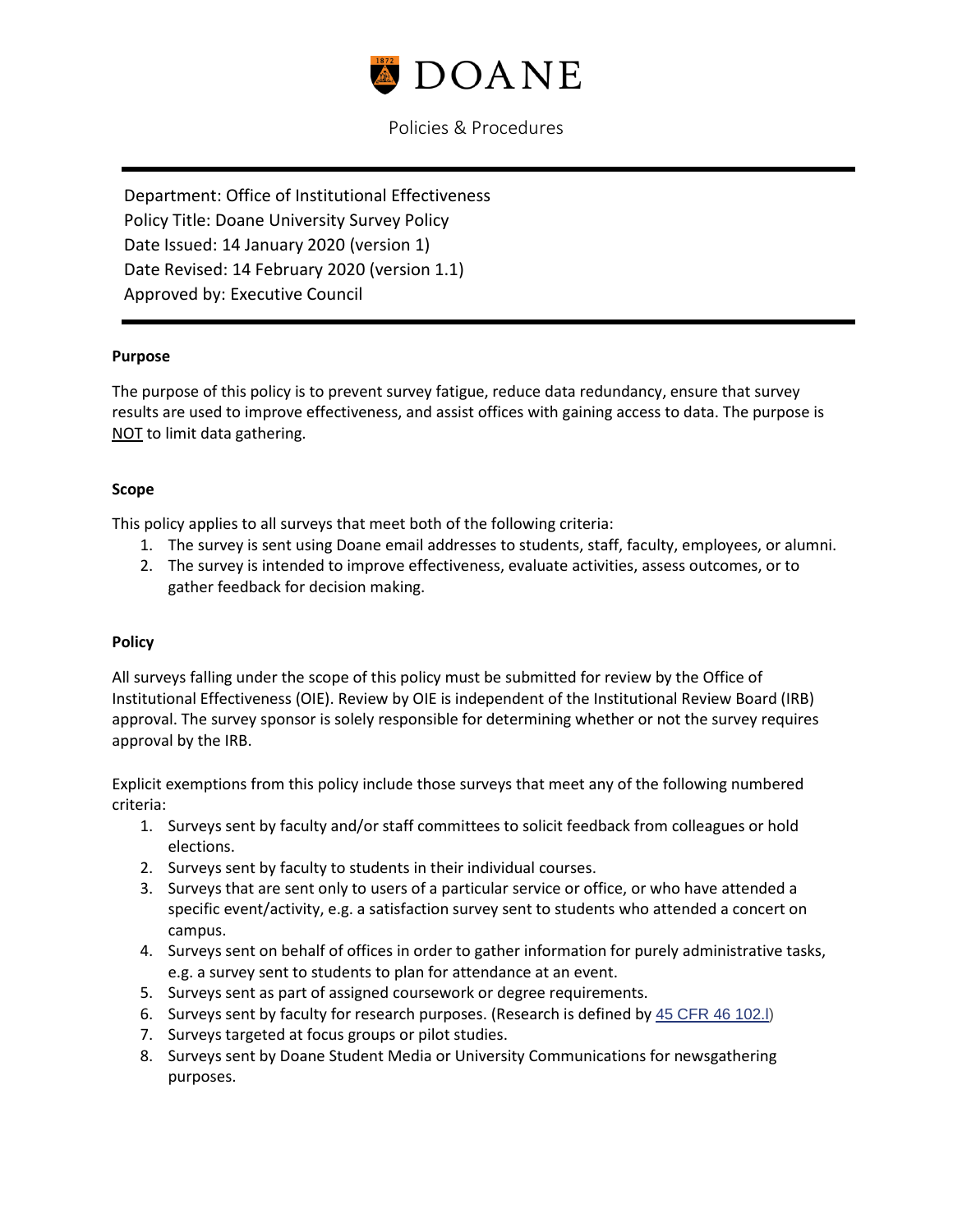# DOANE

Policies & Procedures

Department: Office of Institutional Effectiveness
Policy Title: Doane University Survey Policy
Date Issued: 14 January 2020 (version 1)
Date Revised: 14 February 2020 (version 1.1)
Approved by: Executive Council

**Purpose**

The purpose of this policy is to prevent survey fatigue, reduce data redundancy, ensure that survey results are used to improve effectiveness, and assist offices with gaining access to data. The purpose is NOT to limit data gathering.

**Scope**

This policy applies to all surveys that meet both of the following criteria:

1. The survey is sent using Doane email addresses to students, staff, faculty, employees, or alumni.
2. The survey is intended to improve effectiveness, evaluate activities, assess outcomes, or to gather feedback for decision making.

**Policy**

All surveys falling under the scope of this policy must be submitted for review by the Office of Institutional Effectiveness (OIE). Review by OIE is independent of the Institutional Review Board (IRB) approval. The survey sponsor is solely responsible for determining whether or not the survey requires approval by the IRB.

Explicit exemptions from this policy include those surveys that meet any of the following numbered criteria:

1. Surveys sent by faculty and/or staff committees to solicit feedback from colleagues or hold elections.
2. Surveys sent by faculty to students in their individual courses.
3. Surveys that are sent only to users of a particular service or office, or who have attended a specific event/activity, e.g. a satisfaction survey sent to students who attended a concert on campus.
4. Surveys sent on behalf of offices in order to gather information for purely administrative tasks, e.g. a survey sent to students to plan for attendance at an event.
5. Surveys sent as part of assigned coursework or degree requirements.
6. Surveys sent by faculty for research purposes. (Research is defined by 45 CFR 46 102.l)
7. Surveys targeted at focus groups or pilot studies.
8. Surveys sent by Doane Student Media or University Communications for newsgathering purposes.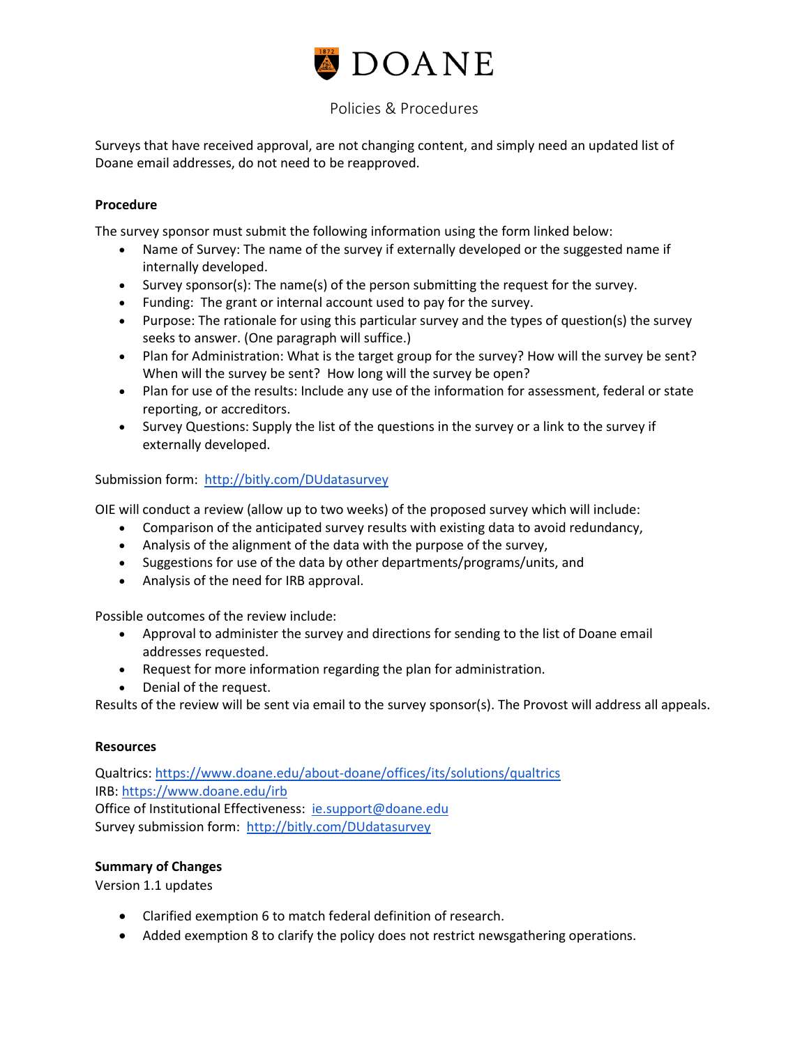Surveys that have received approval, are not changing content, and simply need an updated list of Doane email addresses, do not need to be reapproved.

**Procedure**

The survey sponsor must submit the following information using the form linked below:

- Name of Survey: The name of the survey if externally developed or the suggested name if internally developed.
- Survey sponsor(s): The name(s) of the person submitting the request for the survey.
- Funding: The grant or internal account used to pay for the survey.
- Purpose: The rationale for using this particular survey and the types of question(s) the survey seeks to answer. (One paragraph will suffice.)
- Plan for Administration: What is the target group for the survey? How will the survey be sent? When will the survey be sent? How long will the survey be open?
- Plan for use of the results: Include any use of the information for assessment, federal or state reporting, or accreditors.
- Survey Questions: Supply the list of the questions in the survey or a link to the survey if externally developed.

Submission form: http://bitly.com/DUdatasurvey

OIE will conduct a review (allow up to two weeks) of the proposed survey which will include:

- Comparison of the anticipated survey results with existing data to avoid redundancy,
- Analysis of the alignment of the data with the purpose of the survey,
- Suggestions for use of the data by other departments/programs/units, and
- Analysis of the need for IRB approval.

Possible outcomes of the review include:

- Approval to administer the survey and directions for sending to the list of Doane email addresses requested.
- Request for more information regarding the plan for administration.
- Denial of the request.

Results of the review will be sent via email to the survey sponsor(s). The Provost will address all appeals.

**Resources**

Qualtrics: https://www.doane.edu/about-doane/offices/its/solutions/qualtrics
IRB: https://www.doane.edu/irb
Office of Institutional Effectiveness: ie.support@doane.edu
Survey submission form: http://bitly.com/DUdatasurvey

**Summary of Changes**

Version 1.1 updates

- Clarified exemption 6 to match federal definition of research.
- Added exemption 8 to clarify the policy does not restrict newsgathering operations.